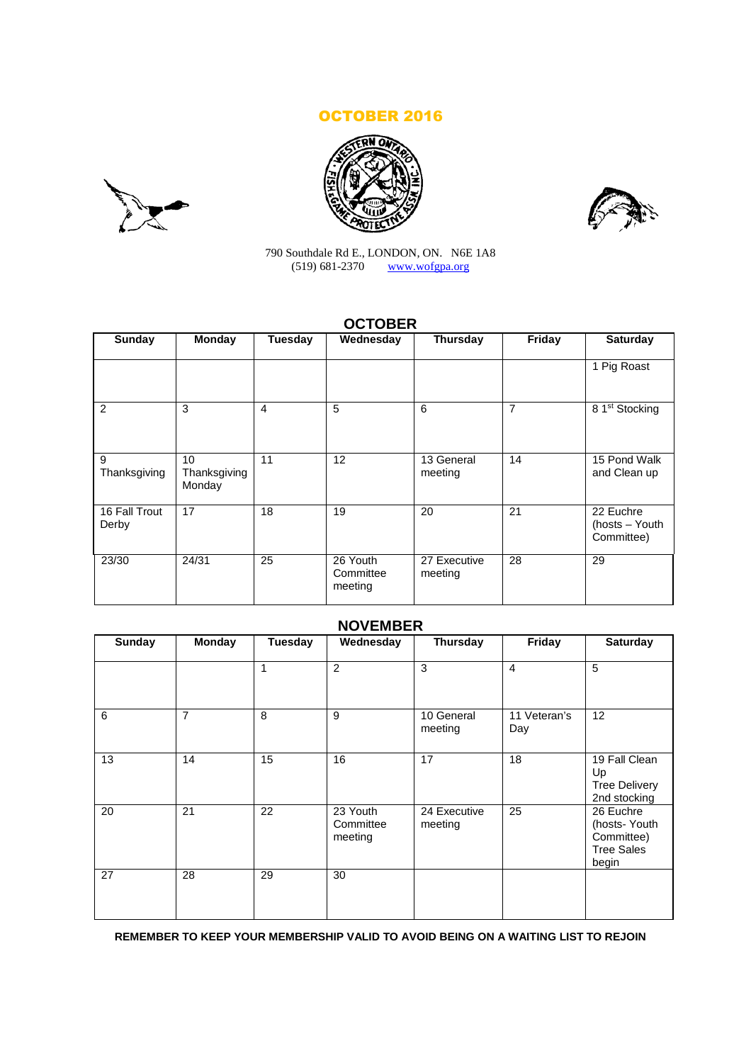# OCTOBER 2016

790 Southdale Rd E., LONDON, ON. N6E 1A8
(519) 681-2370 www.wofgpa.org

## OCTOBER

| Sunday | Monday | Tuesday | Wednesday | Thursday | Friday | Saturday |
|---|---|---|---|---|---|---|
| | | | | | | 1 Pig Roast |
| 2 | 3 | 4 | 5 | 6 | 7 | 8 1st Stocking |
| 9 Thanksgiving | 10 Thanksgiving Monday | 11 | 12 | 13 General meeting | 14 | 15 Pond Walk and Clean up |
| 16 Fall Trout Derby | 17 | 18 | 19 | 20 | 21 | 22 Euchre (hosts – Youth Committee) |
| 23/30 | 24/31 | 25 | 26 Youth Committee meeting | 27 Executive meeting | 28 | 29 |

## NOVEMBER

| Sunday | Monday | Tuesday | Wednesday | Thursday | Friday | Saturday |
|---|---|---|---|---|---|---|
| | | 1 | 2 | 3 | 4 | 5 |
| 6 | 7 | 8 | 9 | 10 General meeting | 11 Veteran's Day | 12 |
| 13 | 14 | 15 | 16 | 17 | 18 | 19 Fall Clean Up Tree Delivery 2nd stocking |
| 20 | 21 | 22 | 23 Youth Committee meeting | 24 Executive meeting | 25 | 26 Euchre (hosts- Youth Committee) Tree Sales begin |
| 27 | 28 | 29 | 30 | | | |

**REMEMBER TO KEEP YOUR MEMBERSHIP VALID TO AVOID BEING ON A WAITING LIST TO REJOIN**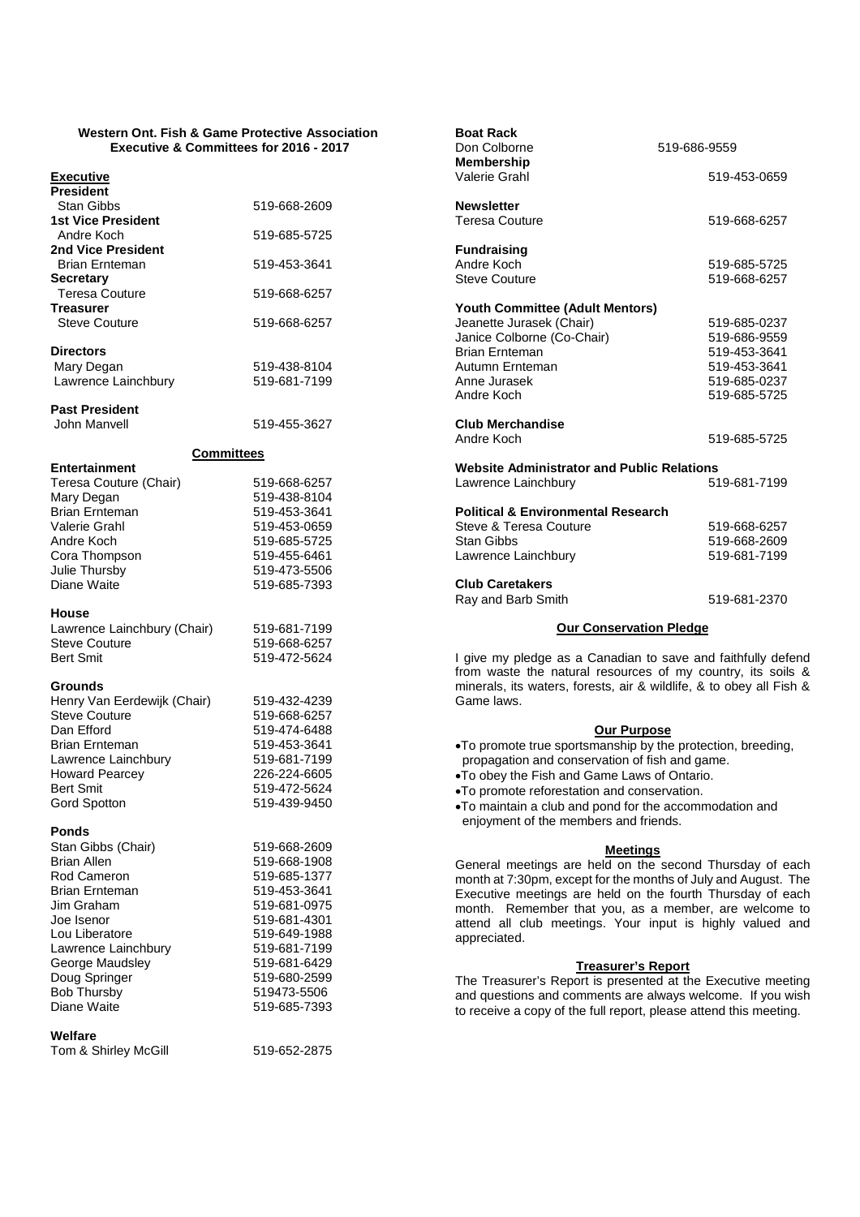## Western Ont. Fish & Game Protective Association Executive & Committees for 2016 - 2017

### Executive

**President**
Stan Gibbs 519-668-2609

**1st Vice President**
Andre Koch 519-685-5725

**2nd Vice President**
Brian Ernteman 519-453-3641

**Secretary**
Teresa Couture 519-668-6257

**Treasurer**
Steve Couture 519-668-6257

**Directors**
Mary Degan 519-438-8104
Lawrence Lainchbury 519-681-7199

**Past President**
John Manvell 519-455-3627

### Committees

**Entertainment**

| | |
|---|---|
| Teresa Couture (Chair) | 519-668-6257 |
| Mary Degan | 519-438-8104 |
| Brian Ernteman | 519-453-3641 |
| Valerie Grahl | 519-453-0659 |
| Andre Koch | 519-685-5725 |
| Cora Thompson | 519-455-6461 |
| Julie Thursby | 519-473-5506 |
| Diane Waite | 519-685-7393 |

**House**

| | |
|---|---|
| Lawrence Lainchbury (Chair) | 519-681-7199 |
| Steve Couture | 519-668-6257 |
| Bert Smit | 519-472-5624 |

**Grounds**

| | |
|---|---|
| Henry Van Eerdewijk (Chair) | 519-432-4239 |
| Steve Couture | 519-668-6257 |
| Dan Efford | 519-474-6488 |
| Brian Ernteman | 519-453-3641 |
| Lawrence Lainchbury | 519-681-7199 |
| Howard Pearcey | 226-224-6605 |
| Bert Smit | 519-472-5624 |
| Gord Spotton | 519-439-9450 |

**Ponds**

| | |
|---|---|
| Stan Gibbs (Chair) | 519-668-2609 |
| Brian Allen | 519-668-1908 |
| Rod Cameron | 519-685-1377 |
| Brian Ernteman | 519-453-3641 |
| Jim Graham | 519-681-0975 |
| Joe Isenor | 519-681-4301 |
| Lou Liberatore | 519-649-1988 |
| Lawrence Lainchbury | 519-681-7199 |
| George Maudsley | 519-681-6429 |
| Doug Springer | 519-680-2599 |
| Bob Thursby | 519473-5506 |
| Diane Waite | 519-685-7393 |

**Welfare**
Tom & Shirley McGill 519-652-2875

**Boat Rack**
Don Colborne 519-686-9559

**Membership**
Valerie Grahl 519-453-0659

**Newsletter**
Teresa Couture 519-668-6257

**Fundraising**

| | |
|---|---|
| Andre Koch | 519-685-5725 |
| Steve Couture | 519-668-6257 |

**Youth Committee (Adult Mentors)**

| | |
|---|---|
| Jeanette Jurasek (Chair) | 519-685-0237 |
| Janice Colborne (Co-Chair) | 519-686-9559 |
| Brian Ernteman | 519-453-3641 |
| Autumn Ernteman | 519-453-3641 |
| Anne Jurasek | 519-685-0237 |
| Andre Koch | 519-685-5725 |

**Club Merchandise**
Andre Koch 519-685-5725

**Website Administrator and Public Relations**
Lawrence Lainchbury 519-681-7199

**Political & Environmental Research**

| | |
|---|---|
| Steve & Teresa Couture | 519-668-6257 |
| Stan Gibbs | 519-668-2609 |
| Lawrence Lainchbury | 519-681-7199 |

**Club Caretakers**
Ray and Barb Smith 519-681-2370

### Our Conservation Pledge

I give my pledge as a Canadian to save and faithfully defend from waste the natural resources of my country, its soils & minerals, its waters, forests, air & wildlife, & to obey all Fish & Game laws.

### Our Purpose

- To promote true sportsmanship by the protection, breeding, propagation and conservation of fish and game.
- To obey the Fish and Game Laws of Ontario.
- To promote reforestation and conservation.
- To maintain a club and pond for the accommodation and enjoyment of the members and friends.

### Meetings

General meetings are held on the second Thursday of each month at 7:30pm, except for the months of July and August. The Executive meetings are held on the fourth Thursday of each month. Remember that you, as a member, are welcome to attend all club meetings. Your input is highly valued and appreciated.

### Treasurer's Report

The Treasurer's Report is presented at the Executive meeting and questions and comments are always welcome. If you wish to receive a copy of the full report, please attend this meeting.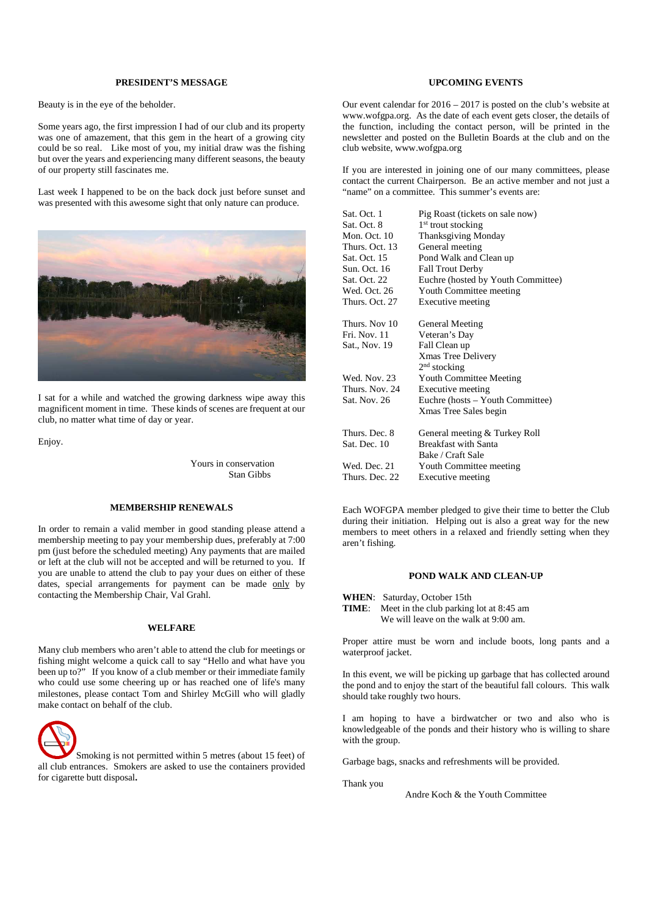## PRESIDENT'S MESSAGE

Beauty is in the eye of the beholder.

Some years ago, the first impression I had of our club and its property was one of amazement, that this gem in the heart of a growing city could be so real. Like most of you, my initial draw was the fishing but over the years and experiencing many different seasons, the beauty of our property still fascinates me.

Last week I happened to be on the back dock just before sunset and was presented with this awesome sight that only nature can produce.

I sat for a while and watched the growing darkness wipe away this magnificent moment in time. These kinds of scenes are frequent at our club, no matter what time of day or year.

Enjoy.

Yours in conservation
Stan Gibbs

## MEMBERSHIP RENEWALS

In order to remain a valid member in good standing please attend a membership meeting to pay your membership dues, preferably at 7:00 pm (just before the scheduled meeting) Any payments that are mailed or left at the club will not be accepted and will be returned to you. If you are unable to attend the club to pay your dues on either of these dates, special arrangements for payment can be made only by contacting the Membership Chair, Val Grahl.

## WELFARE

Many club members who aren't able to attend the club for meetings or fishing might welcome a quick call to say "Hello and what have you been up to?" If you know of a club member or their immediate family who could use some cheering up or has reached one of life's many milestones, please contact Tom and Shirley McGill who will gladly make contact on behalf of the club.

Smoking is not permitted within 5 metres (about 15 feet) of all club entrances. Smokers are asked to use the containers provided for cigarette butt disposal.

## UPCOMING EVENTS

Our event calendar for 2016 – 2017 is posted on the club's website at www.wofgpa.org. As the date of each event gets closer, the details of the function, including the contact person, will be printed in the newsletter and posted on the Bulletin Boards at the club and on the club website, www.wofgpa.org

If you are interested in joining one of our many committees, please contact the current Chairperson. Be an active member and not just a "name" on a committee. This summer's events are:

| | |
|---|---|
| Sat. Oct. 1 | Pig Roast (tickets on sale now) |
| Sat. Oct. 8 | 1st trout stocking |
| Mon. Oct. 10 | Thanksgiving Monday |
| Thurs. Oct. 13 | General meeting |
| Sat. Oct. 15 | Pond Walk and Clean up |
| Sun. Oct. 16 | Fall Trout Derby |
| Sat. Oct. 22 | Euchre (hosted by Youth Committee) |
| Wed. Oct. 26 | Youth Committee meeting |
| Thurs. Oct. 27 | Executive meeting |
| Thurs. Nov 10 | General Meeting |
| Fri. Nov. 11 | Veteran's Day |
| Sat., Nov. 19 | Fall Clean up<br>Xmas Tree Delivery<br>2nd stocking |
| Wed. Nov. 23 | Youth Committee Meeting |
| Thurs. Nov. 24 | Executive meeting |
| Sat. Nov. 26 | Euchre (hosts – Youth Committee)<br>Xmas Tree Sales begin |
| Thurs. Dec. 8 | General meeting & Turkey Roll |
| Sat. Dec. 10 | Breakfast with Santa<br>Bake / Craft Sale |
| Wed. Dec. 21 | Youth Committee meeting |
| Thurs. Dec. 22 | Executive meeting |

Each WOFGPA member pledged to give their time to better the Club during their initiation. Helping out is also a great way for the new members to meet others in a relaxed and friendly setting when they aren't fishing.

## POND WALK AND CLEAN-UP

**WHEN**: Saturday, October 15th
**TIME**: Meet in the club parking lot at 8:45 am
We will leave on the walk at 9:00 am.

Proper attire must be worn and include boots, long pants and a waterproof jacket.

In this event, we will be picking up garbage that has collected around the pond and to enjoy the start of the beautiful fall colours. This walk should take roughly two hours.

I am hoping to have a birdwatcher or two and also who is knowledgeable of the ponds and their history who is willing to share with the group.

Garbage bags, snacks and refreshments will be provided.

Thank you

Andre Koch & the Youth Committee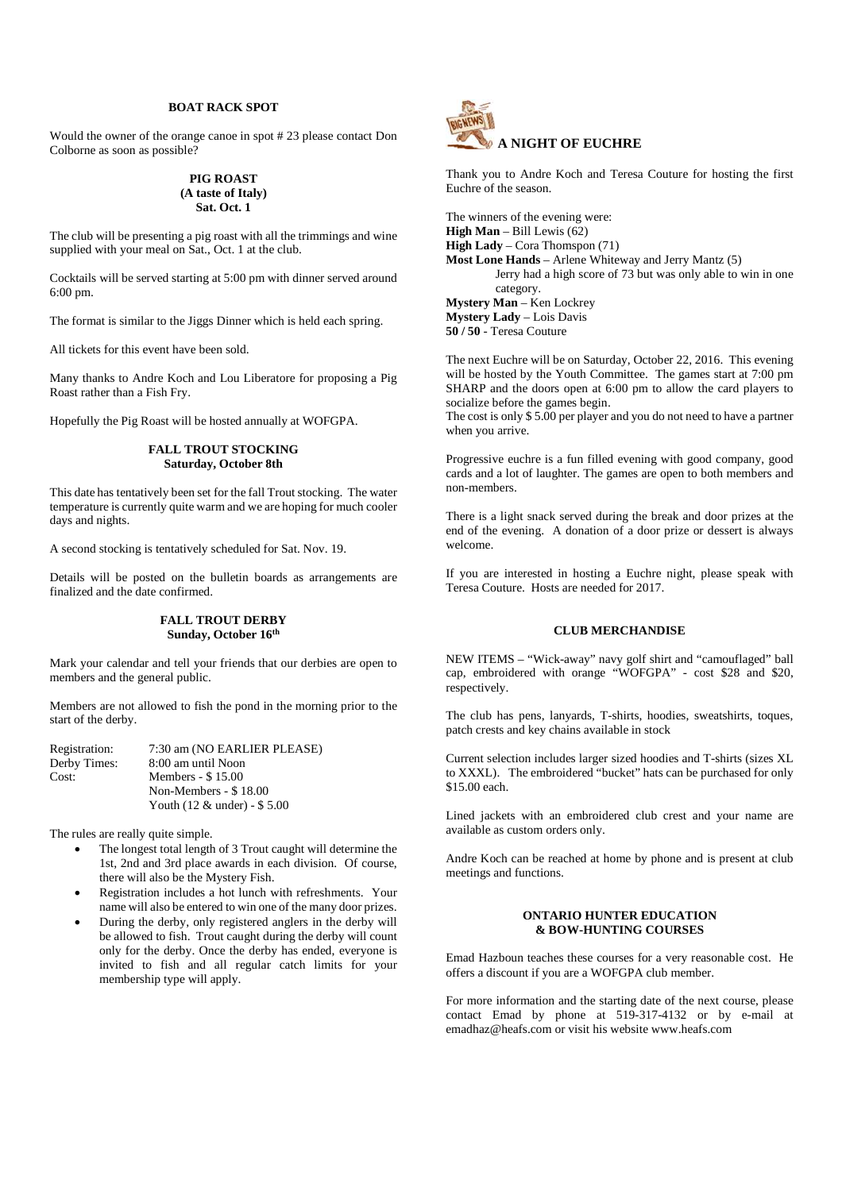## BOAT RACK SPOT

Would the owner of the orange canoe in spot # 23 please contact Don Colborne as soon as possible?

## PIG ROAST
### (A taste of Italy)
### Sat. Oct. 1

The club will be presenting a pig roast with all the trimmings and wine supplied with your meal on Sat., Oct. 1 at the club.

Cocktails will be served starting at 5:00 pm with dinner served around 6:00 pm.

The format is similar to the Jiggs Dinner which is held each spring.

All tickets for this event have been sold.

Many thanks to Andre Koch and Lou Liberatore for proposing a Pig Roast rather than a Fish Fry.

Hopefully the Pig Roast will be hosted annually at WOFGPA.

## FALL TROUT STOCKING
### Saturday, October 8th

This date has tentatively been set for the fall Trout stocking. The water temperature is currently quite warm and we are hoping for much cooler days and nights.

A second stocking is tentatively scheduled for Sat. Nov. 19.

Details will be posted on the bulletin boards as arrangements are finalized and the date confirmed.

## FALL TROUT DERBY
### Sunday, October 16th

Mark your calendar and tell your friends that our derbies are open to members and the general public.

Members are not allowed to fish the pond in the morning prior to the start of the derby.

| | |
|---|---|
| Registration: | 7:30 am (NO EARLIER PLEASE) |
| Derby Times: | 8:00 am until Noon |
| Cost: | Members - $ 15.00 |
| | Non-Members - $ 18.00 |
| | Youth (12 & under) - $ 5.00 |

The rules are really quite simple.

- The longest total length of 3 Trout caught will determine the 1st, 2nd and 3rd place awards in each division. Of course, there will also be the Mystery Fish.
- Registration includes a hot lunch with refreshments. Your name will also be entered to win one of the many door prizes.
- During the derby, only registered anglers in the derby will be allowed to fish. Trout caught during the derby will count only for the derby. Once the derby has ended, everyone is invited to fish and all regular catch limits for your membership type will apply.

## A NIGHT OF EUCHRE

Thank you to Andre Koch and Teresa Couture for hosting the first Euchre of the season.

The winners of the evening were:
**High Man** – Bill Lewis (62)
**High Lady** – Cora Thomspon (71)
**Most Lone Hands** – Arlene Whiteway and Jerry Mantz (5)
Jerry had a high score of 73 but was only able to win in one category.
**Mystery Man** – Ken Lockrey
**Mystery Lady** – Lois Davis
**50 / 50** - Teresa Couture

The next Euchre will be on Saturday, October 22, 2016. This evening will be hosted by the Youth Committee. The games start at 7:00 pm SHARP and the doors open at 6:00 pm to allow the card players to socialize before the games begin.
The cost is only $ 5.00 per player and you do not need to have a partner when you arrive.

Progressive euchre is a fun filled evening with good company, good cards and a lot of laughter. The games are open to both members and non-members.

There is a light snack served during the break and door prizes at the end of the evening. A donation of a door prize or dessert is always welcome.

If you are interested in hosting a Euchre night, please speak with Teresa Couture. Hosts are needed for 2017.

## CLUB MERCHANDISE

NEW ITEMS – "Wick-away" navy golf shirt and "camouflaged" ball cap, embroidered with orange "WOFGPA" - cost $28 and $20, respectively.

The club has pens, lanyards, T-shirts, hoodies, sweatshirts, toques, patch crests and key chains available in stock

Current selection includes larger sized hoodies and T-shirts (sizes XL to XXXL). The embroidered "bucket" hats can be purchased for only $15.00 each.

Lined jackets with an embroidered club crest and your name are available as custom orders only.

Andre Koch can be reached at home by phone and is present at club meetings and functions.

## ONTARIO HUNTER EDUCATION & BOW-HUNTING COURSES

Emad Hazboun teaches these courses for a very reasonable cost. He offers a discount if you are a WOFGPA club member.

For more information and the starting date of the next course, please contact Emad by phone at 519-317-4132 or by e-mail at emadhaz@heafs.com or visit his website www.heafs.com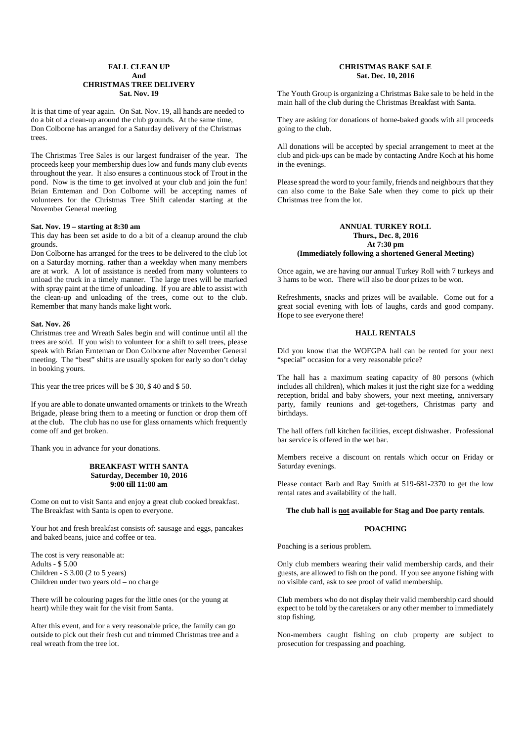## FALL CLEAN UP And CHRISTMAS TREE DELIVERY Sat. Nov. 19

It is that time of year again. On Sat. Nov. 19, all hands are needed to do a bit of a clean-up around the club grounds. At the same time, Don Colborne has arranged for a Saturday delivery of the Christmas trees.

The Christmas Tree Sales is our largest fundraiser of the year. The proceeds keep your membership dues low and funds many club events throughout the year. It also ensures a continuous stock of Trout in the pond. Now is the time to get involved at your club and join the fun! Brian Ernteman and Don Colborne will be accepting names of volunteers for the Christmas Tree Shift calendar starting at the November General meeting

**Sat. Nov. 19 – starting at 8:30 am**

This day has been set aside to do a bit of a cleanup around the club grounds.

Don Colborne has arranged for the trees to be delivered to the club lot on a Saturday morning. rather than a weekday when many members are at work. A lot of assistance is needed from many volunteers to unload the truck in a timely manner. The large trees will be marked with spray paint at the time of unloading. If you are able to assist with the clean-up and unloading of the trees, come out to the club. Remember that many hands make light work.

**Sat. Nov. 26**

Christmas tree and Wreath Sales begin and will continue until all the trees are sold. If you wish to volunteer for a shift to sell trees, please speak with Brian Ernteman or Don Colborne after November General meeting. The "best" shifts are usually spoken for early so don't delay in booking yours.

This year the tree prices will be $ 30, $ 40 and $ 50.

If you are able to donate unwanted ornaments or trinkets to the Wreath Brigade, please bring them to a meeting or function or drop them off at the club. The club has no use for glass ornaments which frequently come off and get broken.

Thank you in advance for your donations.

## BREAKFAST WITH SANTA Saturday, December 10, 2016 9:00 till 11:00 am

Come on out to visit Santa and enjoy a great club cooked breakfast. The Breakfast with Santa is open to everyone.

Your hot and fresh breakfast consists of: sausage and eggs, pancakes and baked beans, juice and coffee or tea.

The cost is very reasonable at:
Adults - $ 5.00
Children - $ 3.00 (2 to 5 years)
Children under two years old – no charge

There will be colouring pages for the little ones (or the young at heart) while they wait for the visit from Santa.

After this event, and for a very reasonable price, the family can go outside to pick out their fresh cut and trimmed Christmas tree and a real wreath from the tree lot.

## CHRISTMAS BAKE SALE Sat. Dec. 10, 2016

The Youth Group is organizing a Christmas Bake sale to be held in the main hall of the club during the Christmas Breakfast with Santa.

They are asking for donations of home-baked goods with all proceeds going to the club.

All donations will be accepted by special arrangement to meet at the club and pick-ups can be made by contacting Andre Koch at his home in the evenings.

Please spread the word to your family, friends and neighbours that they can also come to the Bake Sale when they come to pick up their Christmas tree from the lot.

## ANNUAL TURKEY ROLL Thurs., Dec. 8, 2016 At 7:30 pm (Immediately following a shortened General Meeting)

Once again, we are having our annual Turkey Roll with 7 turkeys and 3 hams to be won. There will also be door prizes to be won.

Refreshments, snacks and prizes will be available. Come out for a great social evening with lots of laughs, cards and good company. Hope to see everyone there!

## HALL RENTALS

Did you know that the WOFGPA hall can be rented for your next "special" occasion for a very reasonable price?

The hall has a maximum seating capacity of 80 persons (which includes all children), which makes it just the right size for a wedding reception, bridal and baby showers, your next meeting, anniversary party, family reunions and get-togethers, Christmas party and birthdays.

The hall offers full kitchen facilities, except dishwasher. Professional bar service is offered in the wet bar.

Members receive a discount on rentals which occur on Friday or Saturday evenings.

Please contact Barb and Ray Smith at 519-681-2370 to get the low rental rates and availability of the hall.

**The club hall is <u>not</u> available for Stag and Doe party rentals**.

## POACHING

Poaching is a serious problem.

Only club members wearing their valid membership cards, and their guests, are allowed to fish on the pond. If you see anyone fishing with no visible card, ask to see proof of valid membership.

Club members who do not display their valid membership card should expect to be told by the caretakers or any other member to immediately stop fishing.

Non-members caught fishing on club property are subject to prosecution for trespassing and poaching.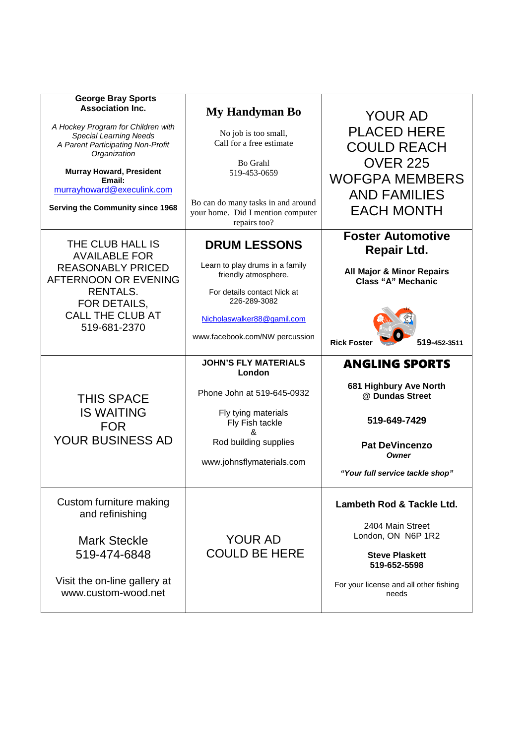| | | |
|---|---|---|
| **George Bray Sports Association Inc.**<br><br>*A Hockey Program for Children with Special Learning Needs*<br>*A Parent Participating Non-Profit Organization*<br><br>**Murray Howard, President**<br>**Email:**<br>murrayhoward@execulink.com<br><br>**Serving the Community since 1968** | **My Handyman Bo**<br><br>No job is too small,<br>Call for a free estimate<br><br>Bo Grahl<br>519-453-0659<br><br>Bo can do many tasks in and around your home. Did I mention computer repairs too? | YOUR AD PLACED HERE COULD REACH OVER 225 WOFGPA MEMBERS AND FAMILIES EACH MONTH |
| THE CLUB HALL IS AVAILABLE FOR REASONABLY PRICED AFTERNOON OR EVENING RENTALS.<br>FOR DETAILS, CALL THE CLUB AT 519-681-2370 | **DRUM LESSONS**<br><br>Learn to play drums in a family friendly atmosphere.<br><br>For details contact Nick at 226-289-3082<br><br>Nicholaswalker88@gamil.com<br><br>www.facebook.com/NW percussion | **Foster Automotive Repair Ltd.**<br><br>**All Major & Minor Repairs**<br>**Class "A" Mechanic**<br><br>**Rick Foster** **519-452-3511** |
| THIS SPACE IS WAITING FOR YOUR BUSINESS AD | **JOHN'S FLY MATERIALS London**<br><br>Phone John at 519-645-0932<br><br>Fly tying materials<br>Fly Fish tackle<br>&<br>Rod building supplies<br><br>www.johnsflymaterials.com | **ANGLING SPORTS**<br><br>**681 Highbury Ave North @ Dundas Street**<br><br>**519-649-7429**<br><br>**Pat DeVincenzo**<br>***Owner***<br><br>***"Your full service tackle shop"*** |
| Custom furniture making and refinishing<br><br>Mark Steckle<br>519-474-6848<br><br>Visit the on-line gallery at www.custom-wood.net | YOUR AD COULD BE HERE | **Lambeth Rod & Tackle Ltd.**<br><br>2404 Main Street<br>London, ON N6P 1R2<br><br>**Steve Plaskett**<br>**519-652-5598**<br><br>For your license and all other fishing needs |